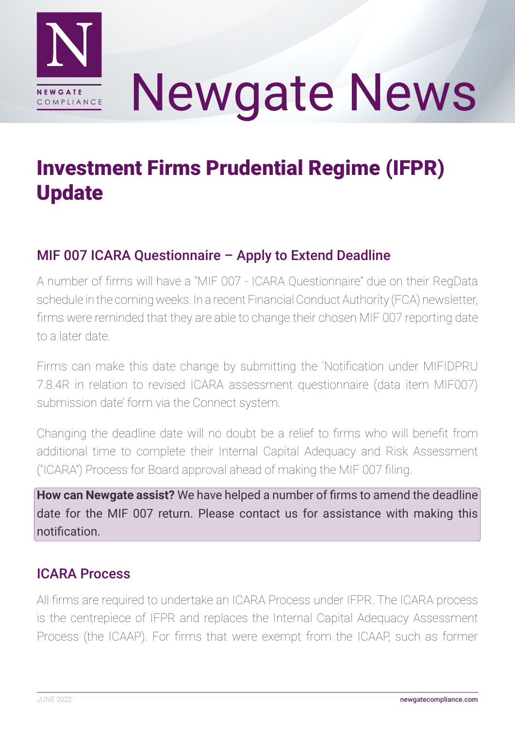# Newgate News

## Investment Firms Prudential Regime (IFPR) Update

### MIF 007 ICARA Questionnaire – Apply to Extend Deadline

A number of firms will have a "MIF 007 - ICARA Questionnaire" due on their RegData schedule in the coming weeks. In a recent Financial Conduct Authority (FCA) newsletter, firms were reminded that they are able to change their chosen MIF 007 reporting date to a later date.

Firms can make this date change by submitting the 'Notification under MIFIDPRU 7.8.4R in relation to revised ICARA assessment questionnaire (data item MIF007) submission date' form via the Connect system.

Changing the deadline date will no doubt be a relief to firms who will benefit from additional time to complete their Internal Capital Adequacy and Risk Assessment ("ICARA") Process for Board approval ahead of making the MIF 007 filing.

**How can Newgate assist?** We have helped a number of firms to amend the deadline date for the MIF 007 return. Please contact us for assistance with making this notification.

### ICARA Process

All firms are required to undertake an ICARA Process under IFPR. The ICARA process is the centrepiece of IFPR and replaces the Internal Capital Adequacy Assessment Process (the ICAAP). For firms that were exempt from the ICAAP, such as former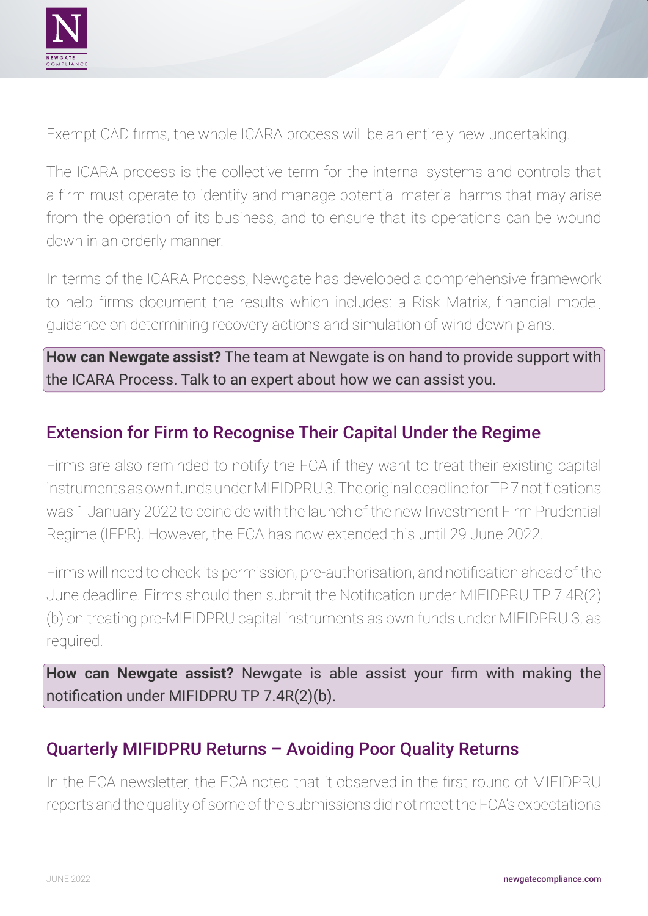Exempt CAD firms, the whole ICARA process will be an entirely new undertaking.

The ICARA process is the collective term for the internal systems and controls that a firm must operate to identify and manage potential material harms that may arise from the operation of its business, and to ensure that its operations can be wound down in an orderly manner.

In terms of the ICARA Process, Newgate has developed a comprehensive framework to help firms document the results which includes: a Risk Matrix, financial model, guidance on determining recovery actions and simulation of wind down plans.

**How can Newgate assist?** The team at Newgate is on hand to provide support with the ICARA Process. Talk to an expert about how we can assist you.

## Extension for Firm to Recognise Their Capital Under the Regime

Firms are also reminded to notify the FCA if they want to treat their existing capital instruments as own funds under MIFIDPRU 3. The original deadline for TP 7 notifications was 1 January 2022 to coincide with the launch of the new Investment Firm Prudential Regime (IFPR). However, the FCA has now extended this until 29 June 2022.

Firms will need to check its permission, pre-authorisation, and notification ahead of the June deadline. Firms should then submit the Notification under MIFIDPRU TP 7.4R(2)(b) on treating pre-MIFIDPRU capital instruments as own funds under MIFIDPRU 3, as required.

**How can Newgate assist?** Newgate is able assist your firm with making the notification under MIFIDPRU TP 7.4R(2)(b).

## Quarterly MIFIDPRU Returns – Avoiding Poor Quality Returns

In the FCA newsletter, the FCA noted that it observed in the first round of MIFIDPRU reports and the quality of some of the submissions did not meet the FCA's expectations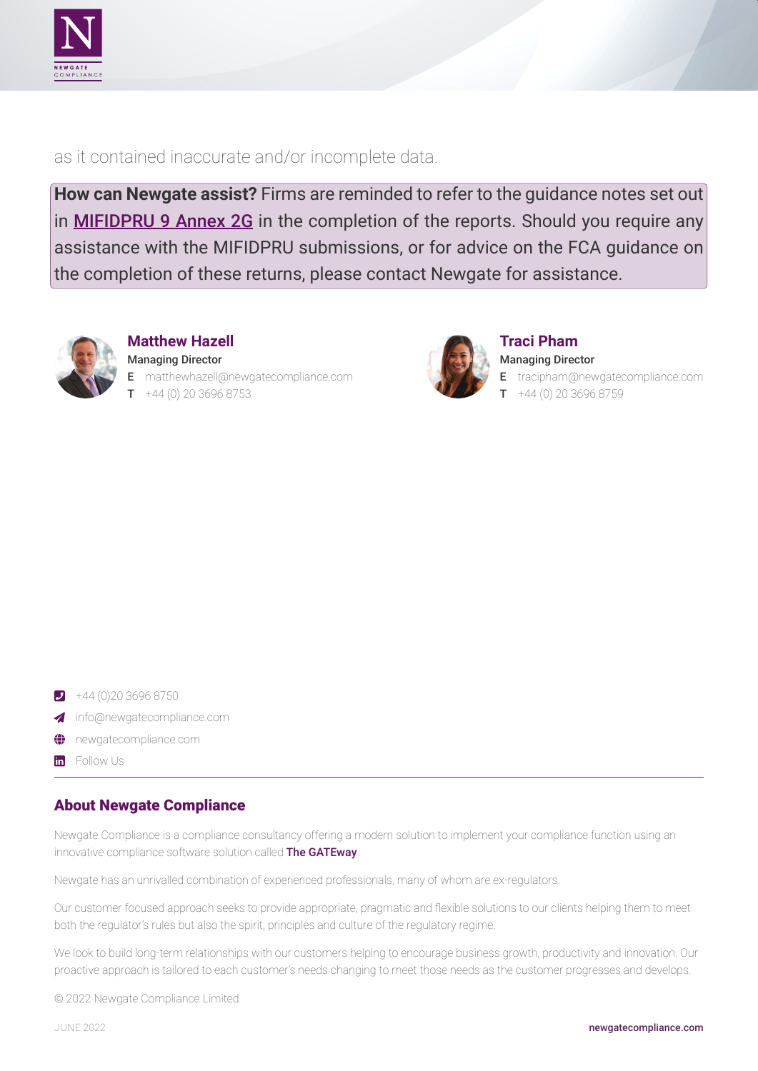as it contained inaccurate and/or incomplete data.

**How can Newgate assist?** Firms are reminded to refer to the guidance notes set out in MIFIDPRU 9 Annex 2G in the completion of the reports. Should you require any assistance with the MIFIDPRU submissions, or for advice on the FCA guidance on the completion of these returns, please contact Newgate for assistance.

**Matthew Hazell**
Managing Director
E matthewhazell@newgatecompliance.com
T +44 (0) 20 3696 8753

**Traci Pham**
Managing Director
E tracipham@newgatecompliance.com
T +44 (0) 20 3696 8759

+44 (0)20 3696 8750
info@newgatecompliance.com
newgatecompliance.com
Follow Us

## About Newgate Compliance

Newgate Compliance is a compliance consultancy offering a modern solution to implement your compliance function using an innovative compliance software solution called **The GATEway**

Newgate has an unrivalled combination of experienced professionals, many of whom are ex-regulators.

Our customer focused approach seeks to provide appropriate, pragmatic and flexible solutions to our clients helping them to meet both the regulator's rules but also the spirit, principles and culture of the regulatory regime.

We look to build long-term relationships with our customers helping to encourage business growth, productivity and innovation. Our proactive approach is tailored to each customer's needs changing to meet those needs as the customer progresses and develops.

© 2022 Newgate Compliance Limited